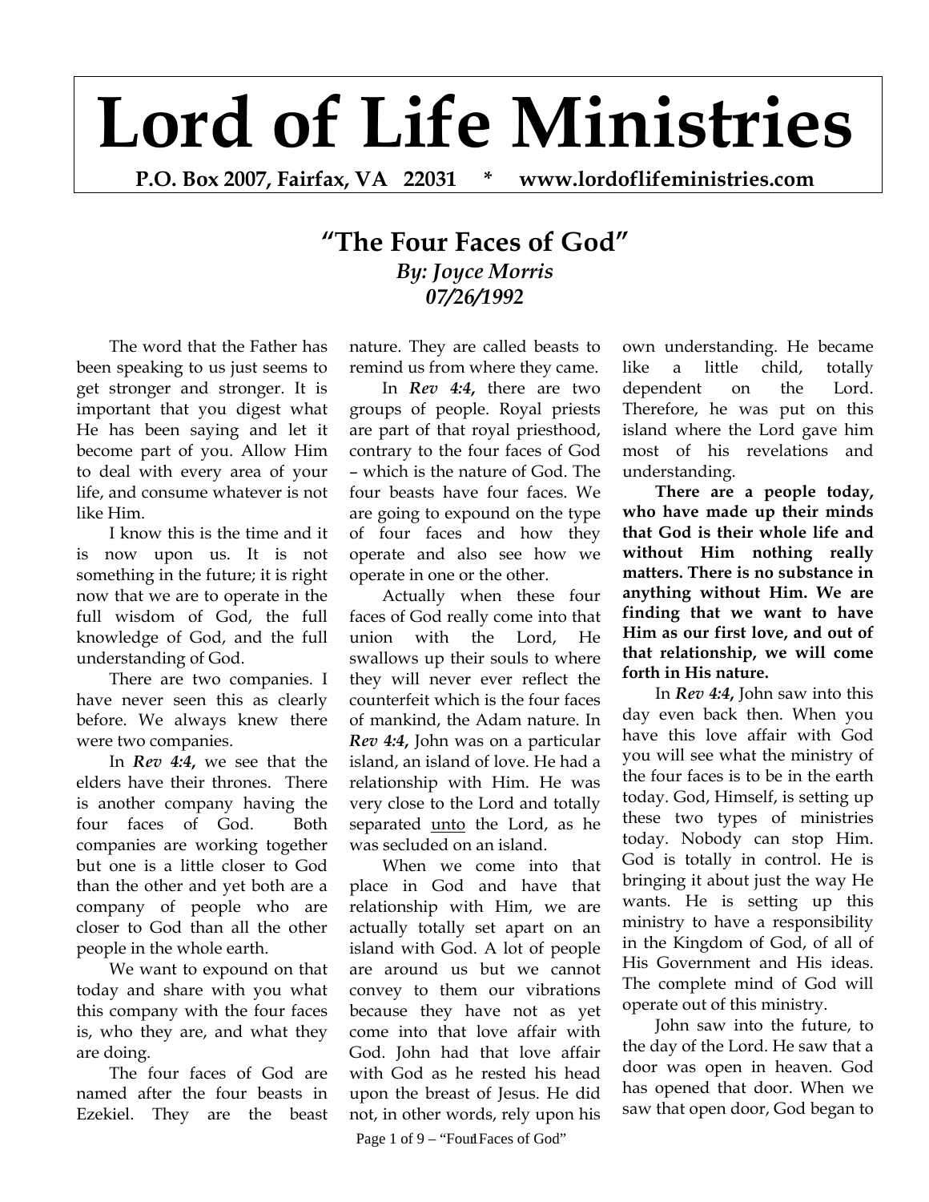# Lord of Life Ministries

**P.O. Box 2007, Fairfax, VA 22031 * www.lordoflifeministries.com**

## "The Four Faces of God"

***By: Joyce Morris***
***07/26/1992***

The word that the Father has been speaking to us just seems to get stronger and stronger. It is important that you digest what He has been saying and let it become part of you. Allow Him to deal with every area of your life, and consume whatever is not like Him.

I know this is the time and it is now upon us. It is not something in the future; it is right now that we are to operate in the full wisdom of God, the full knowledge of God, and the full understanding of God.

There are two companies. I have never seen this as clearly before. We always knew there were two companies.

In ***Rev 4:4,*** we see that the elders have their thrones. There is another company having the four faces of God. Both companies are working together but one is a little closer to God than the other and yet both are a company of people who are closer to God than all the other people in the whole earth.

We want to expound on that today and share with you what this company with the four faces is, who they are, and what they are doing.

The four faces of God are named after the four beasts in Ezekiel. They are the beast nature. They are called beasts to remind us from where they came.

In ***Rev 4:4,*** there are two groups of people. Royal priests are part of that royal priesthood, contrary to the four faces of God – which is the nature of God. The four beasts have four faces. We are going to expound on the type of four faces and how they operate and also see how we operate in one or the other.

Actually when these four faces of God really come into that union with the Lord, He swallows up their souls to where they will never ever reflect the counterfeit which is the four faces of mankind, the Adam nature. In ***Rev 4:4,*** John was on a particular island, an island of love. He had a relationship with Him. He was very close to the Lord and totally separated <u>unto</u> the Lord, as he was secluded on an island.

When we come into that place in God and have that relationship with Him, we are actually totally set apart on an island with God. A lot of people are around us but we cannot convey to them our vibrations because they have not as yet come into that love affair with God. John had that love affair with God as he rested his head upon the breast of Jesus. He did not, in other words, rely upon his own understanding. He became like a little child, totally dependent on the Lord. Therefore, he was put on this island where the Lord gave him most of his revelations and understanding.

**There are a people today, who have made up their minds that God is their whole life and without Him nothing really matters. There is no substance in anything without Him. We are finding that we want to have Him as our first love, and out of that relationship, we will come forth in His nature.**

In ***Rev 4:4,*** John saw into this day even back then. When you have this love affair with God you will see what the ministry of the four faces is to be in the earth today. God, Himself, is setting up these two types of ministries today. Nobody can stop Him. God is totally in control. He is bringing it about just the way He wants. He is setting up this ministry to have a responsibility in the Kingdom of God, of all of His Government and His ideas. The complete mind of God will operate out of this ministry.

John saw into the future, to the day of the Lord. He saw that a door was open in heaven. God has opened that door. When we saw that open door, God began to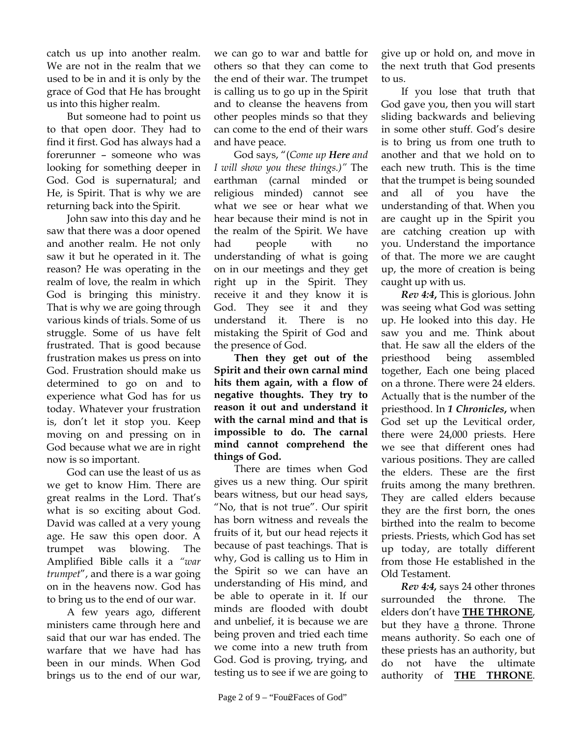catch us up into another realm. We are not in the realm that we used to be in and it is only by the grace of God that He has brought us into this higher realm.

But someone had to point us to that open door. They had to find it first. God has always had a forerunner – someone who was looking for something deeper in God. God is supernatural; and He, is Spirit. That is why we are returning back into the Spirit.

John saw into this day and he saw that there was a door opened and another realm. He not only saw it but he operated in it. The reason? He was operating in the realm of love, the realm in which God is bringing this ministry. That is why we are going through various kinds of trials. Some of us struggle. Some of us have felt frustrated. That is good because frustration makes us press on into God. Frustration should make us determined to go on and to experience what God has for us today. Whatever your frustration is, don't let it stop you. Keep moving on and pressing on in God because what we are in right now is so important.

God can use the least of us as we get to know Him. There are great realms in the Lord. That's what is so exciting about God. David was called at a very young age. He saw this open door. A trumpet was blowing. The Amplified Bible calls it a *"war trumpet*", and there is a war going on in the heavens now. God has to bring us to the end of our war.

A few years ago, different ministers came through here and said that our war has ended. The warfare that we have had has been in our minds. When God brings us to the end of our war, we can go to war and battle for others so that they can come to the end of their war. The trumpet is calling us to go up in the Spirit and to cleanse the heavens from other peoples minds so that they can come to the end of their wars and have peace.

God says, "(*Come up **Here** and I will show you these things.)"* The earthman (carnal minded or religious minded) cannot see what we see or hear what we hear because their mind is not in the realm of the Spirit. We have had people with no understanding of what is going on in our meetings and they get right up in the Spirit. They receive it and they know it is God. They see it and they understand it. There is no mistaking the Spirit of God and the presence of God.

**Then they get out of the Spirit and their own carnal mind hits them again, with a flow of negative thoughts. They try to reason it out and understand it with the carnal mind and that is impossible to do. The carnal mind cannot comprehend the things of God.**

There are times when God gives us a new thing. Our spirit bears witness, but our head says, "No, that is not true". Our spirit has born witness and reveals the fruits of it, but our head rejects it because of past teachings. That is why, God is calling us to Him in the Spirit so we can have an understanding of His mind, and be able to operate in it. If our minds are flooded with doubt and unbelief, it is because we are being proven and tried each time we come into a new truth from God. God is proving, trying, and testing us to see if we are going to give up or hold on, and move in the next truth that God presents to us.

If you lose that truth that God gave you, then you will start sliding backwards and believing in some other stuff. God's desire is to bring us from one truth to another and that we hold on to each new truth. This is the time that the trumpet is being sounded and all of you have the understanding of that. When you are caught up in the Spirit you are catching creation up with you. Understand the importance of that. The more we are caught up, the more of creation is being caught up with us.

***Rev 4:4,*** This is glorious. John was seeing what God was setting up. He looked into this day. He saw you and me. Think about that. He saw all the elders of the priesthood being assembled together, Each one being placed on a throne. There were 24 elders. Actually that is the number of the priesthood. In ***1 Chronicles*,** when God set up the Levitical order, there were 24,000 priests. Here we see that different ones had various positions. They are called the elders. These are the first fruits among the many brethren. They are called elders because they are the first born, the ones birthed into the realm to become priests. Priests, which God has set up today, are totally different from those He established in the Old Testament.

***Rev 4:4,*** says 24 other thrones surrounded the throne. The elders don't have **THE THRONE**, but they have a throne. Throne means authority. So each one of these priests has an authority, but do not have the ultimate authority of **THE THRONE**.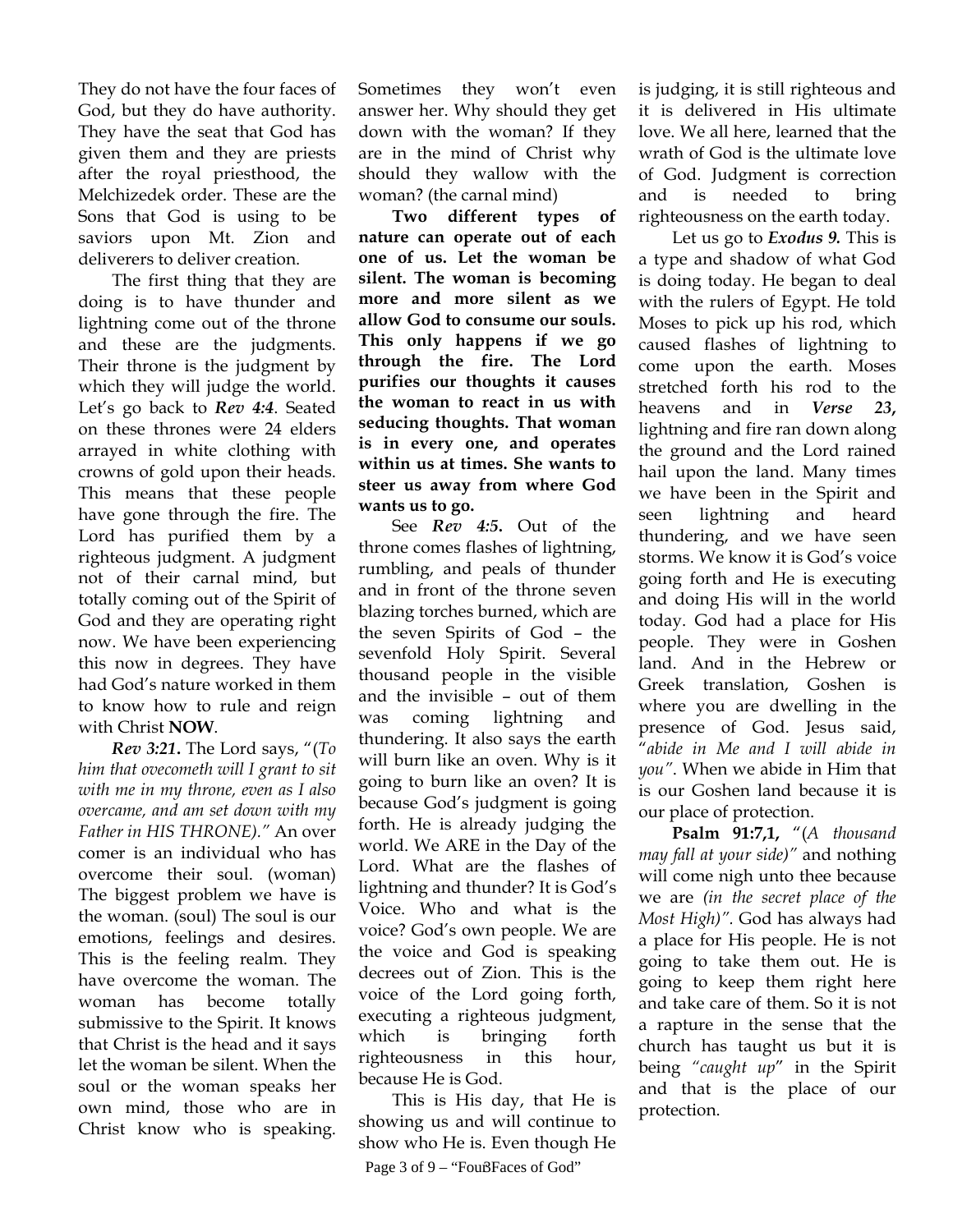They do not have the four faces of God, but they do have authority. They have the seat that God has given them and they are priests after the royal priesthood, the Melchizedek order. These are the Sons that God is using to be saviors upon Mt. Zion and deliverers to deliver creation.

The first thing that they are doing is to have thunder and lightning come out of the throne and these are the judgments. Their throne is the judgment by which they will judge the world. Let's go back to ***Rev 4:4***. Seated on these thrones were 24 elders arrayed in white clothing with crowns of gold upon their heads. This means that these people have gone through the fire. The Lord has purified them by a righteous judgment. A judgment not of their carnal mind, but totally coming out of the Spirit of God and they are operating right now. We have been experiencing this now in degrees. They have had God's nature worked in them to know how to rule and reign with Christ **NOW**.

***Rev 3:21***. The Lord says, "(*To him that ovecometh will I grant to sit with me in my throne, even as I also overcame, and am set down with my Father in HIS THRONE).*" An over comer is an individual who has overcome their soul. (woman) The biggest problem we have is the woman. (soul) The soul is our emotions, feelings and desires. This is the feeling realm. They have overcome the woman. The woman has become totally submissive to the Spirit. It knows that Christ is the head and it says let the woman be silent. When the soul or the woman speaks her own mind, those who are in Christ know who is speaking. Sometimes they won't even answer her. Why should they get down with the woman? If they are in the mind of Christ why should they wallow with the woman? (the carnal mind)

**Two different types of nature can operate out of each one of us. Let the woman be silent. The woman is becoming more and more silent as we allow God to consume our souls. This only happens if we go through the fire. The Lord purifies our thoughts it causes the woman to react in us with seducing thoughts. That woman is in every one, and operates within us at times. She wants to steer us away from where God wants us to go.**

See ***Rev 4:5***. Out of the throne comes flashes of lightning, rumbling, and peals of thunder and in front of the throne seven blazing torches burned, which are the seven Spirits of God – the sevenfold Holy Spirit. Several thousand people in the visible and the invisible – out of them was coming lightning and thundering. It also says the earth will burn like an oven. Why is it going to burn like an oven? It is because God's judgment is going forth. He is already judging the world. We ARE in the Day of the Lord. What are the flashes of lightning and thunder? It is God's Voice. Who and what is the voice? God's own people. We are the voice and God is speaking decrees out of Zion. This is the voice of the Lord going forth, executing a righteous judgment, which is bringing forth righteousness in this hour, because He is God.

This is His day, that He is showing us and will continue to show who He is. Even though He is judging, it is still righteous and it is delivered in His ultimate love. We all here, learned that the wrath of God is the ultimate love of God. Judgment is correction and is needed to bring righteousness on the earth today.

Let us go to ***Exodus 9.*** This is a type and shadow of what God is doing today. He began to deal with the rulers of Egypt. He told Moses to pick up his rod, which caused flashes of lightning to come upon the earth. Moses stretched forth his rod to the heavens and in ***Verse 23***, lightning and fire ran down along the ground and the Lord rained hail upon the land. Many times we have been in the Spirit and seen lightning and heard thundering, and we have seen storms. We know it is God's voice going forth and He is executing and doing His will in the world today. God had a place for His people. They were in Goshen land. And in the Hebrew or Greek translation, Goshen is where you are dwelling in the presence of God. Jesus said, "*abide in Me and I will abide in you"*. When we abide in Him that is our Goshen land because it is our place of protection.

**Psalm 91:7,1,** "(*A thousand may fall at your side)"* and nothing will come nigh unto thee because we are *(in the secret place of the Most High)".* God has always had a place for His people. He is not going to take them out. He is going to keep them right here and take care of them. So it is not a rapture in the sense that the church has taught us but it is being *"caught up*" in the Spirit and that is the place of our protection.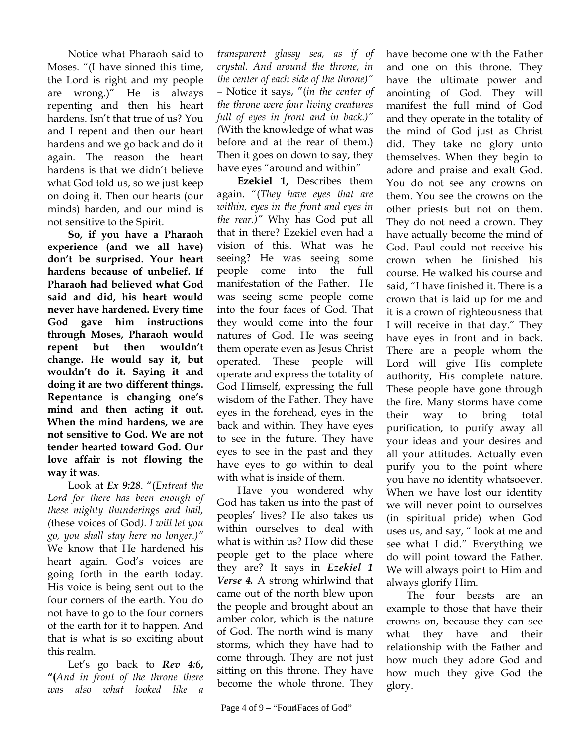Notice what Pharaoh said to Moses. "(I have sinned this time, the Lord is right and my people are wrong.)" He is always repenting and then his heart hardens. Isn't that true of us? You and I repent and then our heart hardens and we go back and do it again. The reason the heart hardens is that we didn't believe what God told us, so we just keep on doing it. Then our hearts (our minds) harden, and our mind is not sensitive to the Spirit.

**So, if you have a Pharaoh experience (and we all have) don't be surprised. Your heart hardens because of <u>unbelief.</u> If Pharaoh had believed what God said and did, his heart would never have hardened. Every time God gave him instructions through Moses, Pharaoh would repent but then wouldn't change. He would say it, but wouldn't do it. Saying it and doing it are two different things. Repentance is changing one's mind and then acting it out. When the mind hardens, we are not sensitive to God. We are not tender hearted toward God. Our love affair is not flowing the way it was**.

Look at ***Ex 9:28***. "(*Entreat the Lord for there has been enough of these mighty thunderings and hail, (*these voices of God*). I will let you go, you shall stay here no longer.)"* We know that He hardened his heart again. God's voices are going forth in the earth today. His voice is being sent out to the four corners of the earth. You do not have to go to the four corners of the earth for it to happen. And that is what is so exciting about this realm.

Let's go back to ***Rev 4:6*****, "(***And in front of the throne there was also what looked like a transparent glassy sea, as if of crystal. And around the throne, in the center of each side of the throne)"* – Notice it says, "(*in the center of the throne were four living creatures full of eyes in front and in back.)" (*With the knowledge of what was before and at the rear of them.) Then it goes on down to say, they have eyes "around and within"

**Ezekiel 1,** Describes them again. "(*They have eyes that are within, eyes in the front and eyes in the rear.)"* Why has God put all that in there? Ezekiel even had a vision of this. What was he seeing? <u>He was seeing some people come into the full manifestation of the Father.</u> He was seeing some people come into the four faces of God. That they would come into the four natures of God. He was seeing them operate even as Jesus Christ operated. These people will operate and express the totality of God Himself, expressing the full wisdom of the Father. They have eyes in the forehead, eyes in the back and within. They have eyes to see in the future. They have eyes to see in the past and they have eyes to go within to deal with what is inside of them.

Have you wondered why God has taken us into the past of peoples' lives? He also takes us within ourselves to deal with what is within us? How did these people get to the place where they are? It says in ***Ezekiel 1 Verse 4.*** A strong whirlwind that came out of the north blew upon the people and brought about an amber color, which is the nature of God. The north wind is many storms, which they have had to come through. They are not just sitting on this throne. They have become the whole throne. They have become one with the Father and one on this throne. They have the ultimate power and anointing of God. They will manifest the full mind of God and they operate in the totality of the mind of God just as Christ did. They take no glory unto themselves. When they begin to adore and praise and exalt God. You do not see any crowns on them. You see the crowns on the other priests but not on them. They do not need a crown. They have actually become the mind of God. Paul could not receive his crown when he finished his course. He walked his course and said, "I have finished it. There is a crown that is laid up for me and it is a crown of righteousness that I will receive in that day." They have eyes in front and in back. There are a people whom the Lord will give His complete authority, His complete nature. These people have gone through the fire. Many storms have come their way to bring total purification, to purify away all your ideas and your desires and all your attitudes. Actually even purify you to the point where you have no identity whatsoever. When we have lost our identity we will never point to ourselves (in spiritual pride) when God uses us, and say, " look at me and see what I did." Everything we do will point toward the Father. We will always point to Him and always glorify Him.

The four beasts are an example to those that have their crowns on, because they can see what they have and their relationship with the Father and how much they adore God and how much they give God the glory.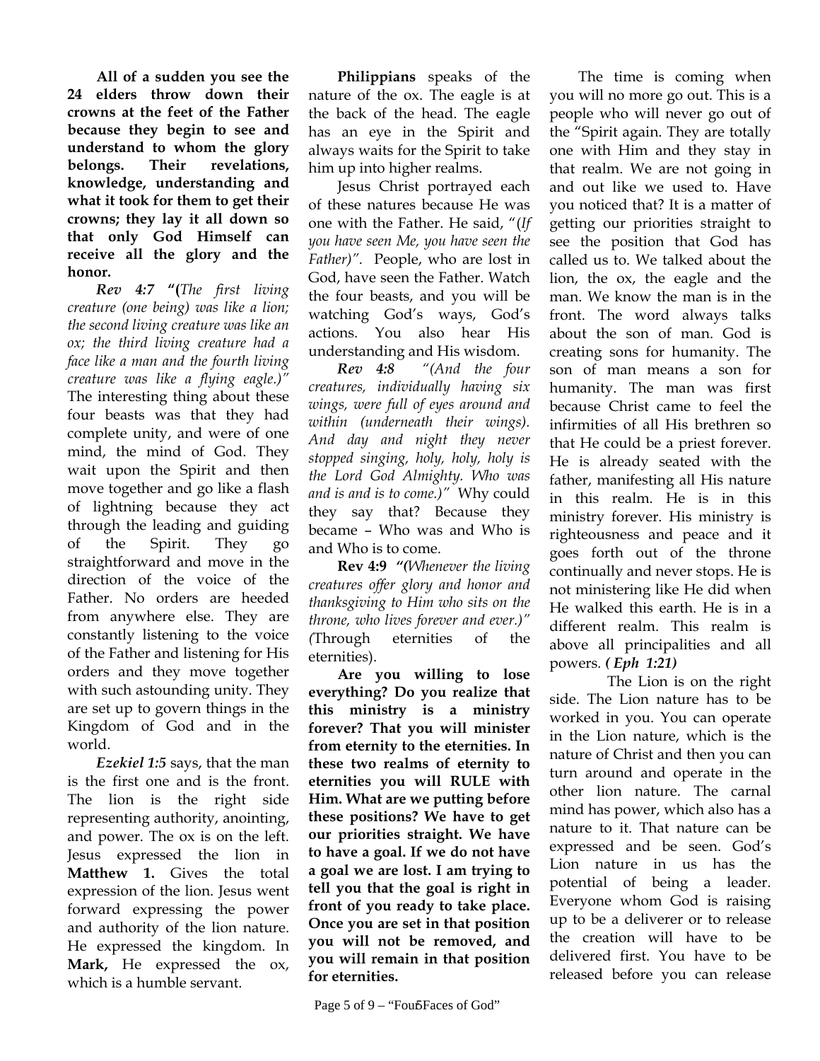**All of a sudden you see the 24 elders throw down their crowns at the feet of the Father because they begin to see and understand to whom the glory belongs. Their revelations, knowledge, understanding and what it took for them to get their crowns; they lay it all down so that only God Himself can receive all the glory and the honor.**

***Rev 4:7*** **"(***The first living creature (one being) was like a lion; the second living creature was like an ox; the third living creature had a face like a man and the fourth living creature was like a flying eagle.)"* The interesting thing about these four beasts was that they had complete unity, and were of one mind, the mind of God. They wait upon the Spirit and then move together and go like a flash of lightning because they act through the leading and guiding of the Spirit. They go straightforward and move in the direction of the voice of the Father. No orders are heeded from anywhere else. They are constantly listening to the voice of the Father and listening for His orders and they move together with such astounding unity. They are set up to govern things in the Kingdom of God and in the world.

***Ezekiel 1:5*** says, that the man is the first one and is the front. The lion is the right side representing authority, anointing, and power. The ox is on the left. Jesus expressed the lion in **Matthew 1.** Gives the total expression of the lion. Jesus went forward expressing the power and authority of the lion nature. He expressed the kingdom. In **Mark,** He expressed the ox, which is a humble servant.

**Philippians** speaks of the nature of the ox. The eagle is at the back of the head. The eagle has an eye in the Spirit and always waits for the Spirit to take him up into higher realms.

Jesus Christ portrayed each of these natures because He was one with the Father. He said, "(*If you have seen Me, you have seen the Father)".* People, who are lost in God, have seen the Father. Watch the four beasts, and you will be watching God's ways, God's actions. You also hear His understanding and His wisdom.

***Rev 4:8*** *"(And the four creatures, individually having six wings, were full of eyes around and within (underneath their wings). And day and night they never stopped singing, holy, holy, holy is the Lord God Almighty. Who was and is and is to come.)"* Why could they say that? Because they became – Who was and Who is and Who is to come.

**Rev 4:9** ***"(****Whenever the living creatures offer glory and honor and thanksgiving to Him who sits on the throne, who lives forever and ever.)" (*Through eternities of the eternities).

**Are you willing to lose everything? Do you realize that this ministry is a ministry forever? That you will minister from eternity to the eternities. In these two realms of eternity to eternities you will RULE with Him. What are we putting before these positions? We have to get our priorities straight. We have to have a goal. If we do not have a goal we are lost. I am trying to tell you that the goal is right in front of you ready to take place. Once you are set in that position you will not be removed, and you will remain in that position for eternities.**

The time is coming when you will no more go out. This is a people who will never go out of the "Spirit again. They are totally one with Him and they stay in that realm. We are not going in and out like we used to. Have you noticed that? It is a matter of getting our priorities straight to see the position that God has called us to. We talked about the lion, the ox, the eagle and the man. We know the man is in the front. The word always talks about the son of man. God is creating sons for humanity. The son of man means a son for humanity. The man was first because Christ came to feel the infirmities of all His brethren so that He could be a priest forever. He is already seated with the father, manifesting all His nature in this realm. He is in this ministry forever. His ministry is righteousness and peace and it goes forth out of the throne continually and never stops. He is not ministering like He did when He walked this earth. He is in a different realm. This realm is above all principalities and all powers. ***( Eph 1:21)***

The Lion is on the right side. The Lion nature has to be worked in you. You can operate in the Lion nature, which is the nature of Christ and then you can turn around and operate in the other lion nature. The carnal mind has power, which also has a nature to it. That nature can be expressed and be seen. God's Lion nature in us has the potential of being a leader. Everyone whom God is raising up to be a deliverer or to release the creation will have to be delivered first. You have to be released before you can release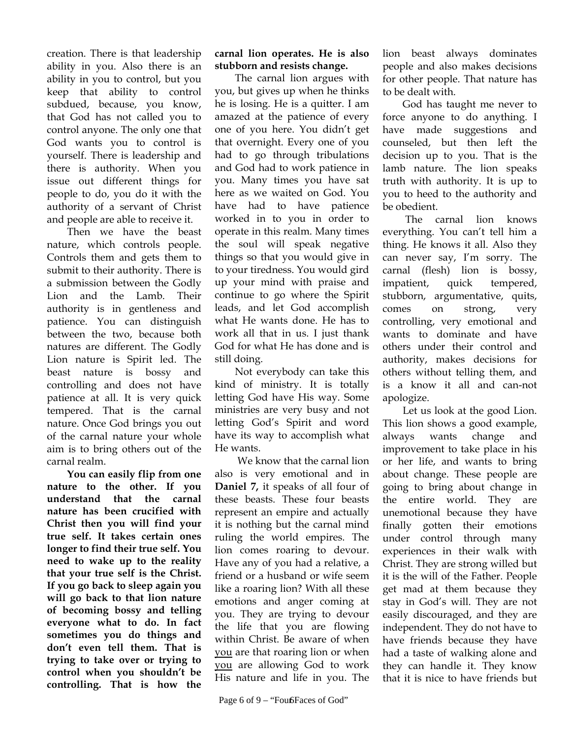creation. There is that leadership ability in you. Also there is an ability in you to control, but you keep that ability to control subdued, because, you know, that God has not called you to control anyone. The only one that God wants you to control is yourself. There is leadership and there is authority. When you issue out different things for people to do, you do it with the authority of a servant of Christ and people are able to receive it.

Then we have the beast nature, which controls people. Controls them and gets them to submit to their authority. There is a submission between the Godly Lion and the Lamb. Their authority is in gentleness and patience. You can distinguish between the two, because both natures are different. The Godly Lion nature is Spirit led. The beast nature is bossy and controlling and does not have patience at all. It is very quick tempered. That is the carnal nature. Once God brings you out of the carnal nature your whole aim is to bring others out of the carnal realm.

**You can easily flip from one nature to the other. If you understand that the carnal nature has been crucified with Christ then you will find your true self. It takes certain ones longer to find their true self. You need to wake up to the reality that your true self is the Christ. If you go back to sleep again you will go back to that lion nature of becoming bossy and telling everyone what to do. In fact sometimes you do things and don't even tell them. That is trying to take over or trying to control when you shouldn't be controlling. That is how the carnal lion operates. He is also stubborn and resists change.**

The carnal lion argues with you, but gives up when he thinks he is losing. He is a quitter. I am amazed at the patience of every one of you here. You didn't get that overnight. Every one of you had to go through tribulations and God had to work patience in you. Many times you have sat here as we waited on God. You have had to have patience worked in to you in order to operate in this realm. Many times the soul will speak negative things so that you would give in to your tiredness. You would gird up your mind with praise and continue to go where the Spirit leads, and let God accomplish what He wants done. He has to work all that in us. I just thank God for what He has done and is still doing.

Not everybody can take this kind of ministry. It is totally letting God have His way. Some ministries are very busy and not letting God's Spirit and word have its way to accomplish what He wants.

We know that the carnal lion also is very emotional and in **Daniel 7,** it speaks of all four of these beasts. These four beasts represent an empire and actually it is nothing but the carnal mind ruling the world empires. The lion comes roaring to devour. Have any of you had a relative, a friend or a husband or wife seem like a roaring lion? With all these emotions and anger coming at you. They are trying to devour the life that you are flowing within Christ. Be aware of when <u>you</u> are that roaring lion or when <u>you</u> are allowing God to work His nature and life in you. The lion beast always dominates people and also makes decisions for other people. That nature has to be dealt with.

God has taught me never to force anyone to do anything. I have made suggestions and counseled, but then left the decision up to you. That is the lamb nature. The lion speaks truth with authority. It is up to you to heed to the authority and be obedient.

The carnal lion knows everything. You can't tell him a thing. He knows it all. Also they can never say, I'm sorry. The carnal (flesh) lion is bossy, impatient, quick tempered, stubborn, argumentative, quits, comes on strong, very controlling, very emotional and wants to dominate and have others under their control and authority, makes decisions for others without telling them, and is a know it all and can-not apologize.

Let us look at the good Lion. This lion shows a good example, always wants change and improvement to take place in his or her life, and wants to bring about change. These people are going to bring about change in the entire world. They are unemotional because they have finally gotten their emotions under control through many experiences in their walk with Christ. They are strong willed but it is the will of the Father. People get mad at them because they stay in God's will. They are not easily discouraged, and they are independent. They do not have to have friends because they have had a taste of walking alone and they can handle it. They know that it is nice to have friends but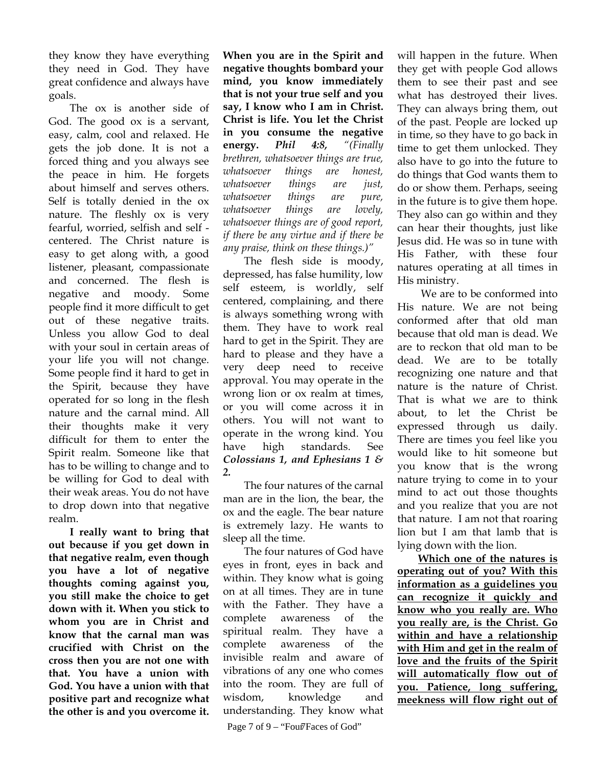they know they have everything they need in God. They have great confidence and always have goals.

The ox is another side of God. The good ox is a servant, easy, calm, cool and relaxed. He gets the job done. It is not a forced thing and you always see the peace in him. He forgets about himself and serves others. Self is totally denied in the ox nature. The fleshly ox is very fearful, worried, selfish and self - centered. The Christ nature is easy to get along with, a good listener, pleasant, compassionate and concerned. The flesh is negative and moody. Some people find it more difficult to get out of these negative traits. Unless you allow God to deal with your soul in certain areas of your life you will not change. Some people find it hard to get in the Spirit, because they have operated for so long in the flesh nature and the carnal mind. All their thoughts make it very difficult for them to enter the Spirit realm. Someone like that has to be willing to change and to be willing for God to deal with their weak areas. You do not have to drop down into that negative realm.

**I really want to bring that out because if you get down in that negative realm, even though you have a lot of negative thoughts coming against you, you still make the choice to get down with it. When you stick to whom you are in Christ and know that the carnal man was crucified with Christ on the cross then you are not one with that. You have a union with God. You have a union with that positive part and recognize what the other is and you overcome it. When you are in the Spirit and negative thoughts bombard your mind, you know immediately that is not your true self and you say, I know who I am in Christ. Christ is life. You let the Christ in you consume the negative energy.** ***Phil 4:8,*** *"(Finally brethren, whatsoever things are true, whatsoever things are honest, whatsoever things are just, whatsoever things are pure, whatsoever things are lovely, whatsoever things are of good report, if there be any virtue and if there be any praise, think on these things.)"*

The flesh side is moody, depressed, has false humility, low self esteem, is worldly, self centered, complaining, and there is always something wrong with them. They have to work real hard to get in the Spirit. They are hard to please and they have a very deep need to receive approval. You may operate in the wrong lion or ox realm at times, or you will come across it in others. You will not want to operate in the wrong kind. You have high standards. See ***Colossians 1, and Ephesians 1 & 2.***

The four natures of the carnal man are in the lion, the bear, the ox and the eagle. The bear nature is extremely lazy. He wants to sleep all the time.

The four natures of God have eyes in front, eyes in back and within. They know what is going on at all times. They are in tune with the Father. They have a complete awareness of the spiritual realm. They have a complete awareness of the invisible realm and aware of vibrations of any one who comes into the room. They are full of wisdom, knowledge and understanding. They know what will happen in the future. When they get with people God allows them to see their past and see what has destroyed their lives. They can always bring them, out of the past. People are locked up in time, so they have to go back in time to get them unlocked. They also have to go into the future to do things that God wants them to do or show them. Perhaps, seeing in the future is to give them hope. They also can go within and they can hear their thoughts, just like Jesus did. He was so in tune with His Father, with these four natures operating at all times in His ministry.

We are to be conformed into His nature. We are not being conformed after that old man because that old man is dead. We are to reckon that old man to be dead. We are to be totally recognizing one nature and that nature is the nature of Christ. That is what we are to think about, to let the Christ be expressed through us daily. There are times you feel like you would like to hit someone but you know that is the wrong nature trying to come in to your mind to act out those thoughts and you realize that you are not that nature. I am not that roaring lion but I am that lamb that is lying down with the lion.

<u>**Which one of the natures is operating out of you? With this information as a guidelines you can recognize it quickly and know who you really are. Who you really are, is the Christ. Go within and have a relationship with Him and get in the realm of love and the fruits of the Spirit will automatically flow out of you. Patience, long suffering, meekness will flow right out of**</u>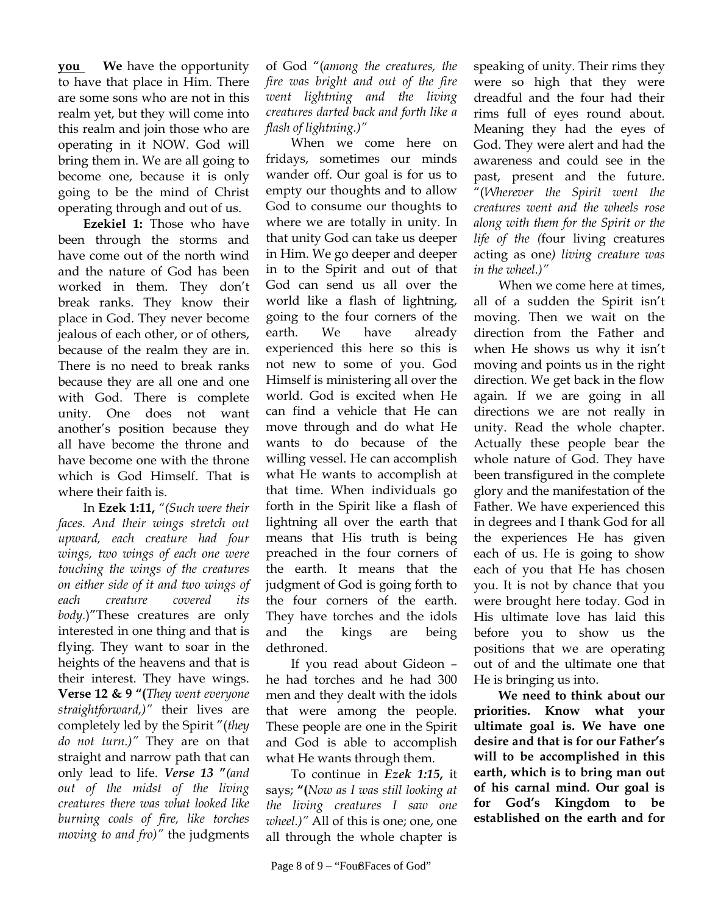**you** **We** have the opportunity to have that place in Him. There are some sons who are not in this realm yet, but they will come into this realm and join those who are operating in it NOW. God will bring them in. We are all going to become one, because it is only going to be the mind of Christ operating through and out of us.

**Ezekiel 1:** Those who have been through the storms and have come out of the north wind and the nature of God has been worked in them. They don't break ranks. They know their place in God. They never become jealous of each other, or of others, because of the realm they are in. There is no need to break ranks because they are all one and one with God. There is complete unity. One does not want another's position because they all have become the throne and have become one with the throne which is God Himself. That is where their faith is.

In **Ezek 1:11,** *"(Such were their faces. And their wings stretch out upward, each creature had four wings, two wings of each one were touching the wings of the creatures on either side of it and two wings of each creature covered its body.)"*These creatures are only interested in one thing and that is flying. They want to soar in the heights of the heavens and that is their interest. They have wings. **Verse 12 & 9 "(***They went everyone straightforward,)"* their lives are completely led by the Spirit "(*they do not turn.)"* They are on that straight and narrow path that can only lead to life. ***Verse 13 "****(and out of the midst of the living creatures there was what looked like burning coals of fire, like torches moving to and fro)"* the judgments of God "(*among the creatures, the fire was bright and out of the fire went lightning and the living creatures darted back and forth like a flash of lightning.)"*

When we come here on fridays, sometimes our minds wander off. Our goal is for us to empty our thoughts and to allow God to consume our thoughts to where we are totally in unity. In that unity God can take us deeper in Him. We go deeper and deeper in to the Spirit and out of that God can send us all over the world like a flash of lightning, going to the four corners of the earth. We have already experienced this here so this is not new to some of you. God Himself is ministering all over the world. God is excited when He can find a vehicle that He can move through and do what He wants to do because of the willing vessel. He can accomplish what He wants to accomplish at that time. When individuals go forth in the Spirit like a flash of lightning all over the earth that means that His truth is being preached in the four corners of the earth. It means that the judgment of God is going forth to the four corners of the earth. They have torches and the idols and the kings are being dethroned.

If you read about Gideon – he had torches and he had 300 men and they dealt with the idols that were among the people. These people are one in the Spirit and God is able to accomplish what He wants through them.

To continue in ***Ezek 1:15,*** it says; **"(***Now as I was still looking at the living creatures I saw one wheel.)"* All of this is one; one, one all through the whole chapter is speaking of unity. Their rims they were so high that they were dreadful and the four had their rims full of eyes round about. Meaning they had the eyes of God. They were alert and had the awareness and could see in the past, present and the future. "(*Wherever the Spirit went the creatures went and the wheels rose along with them for the Spirit or the life of the (*four living creatures acting as one*) living creature was in the wheel.)"*

When we come here at times, all of a sudden the Spirit isn't moving. Then we wait on the direction from the Father and when He shows us why it isn't moving and points us in the right direction. We get back in the flow again. If we are going in all directions we are not really in unity. Read the whole chapter. Actually these people bear the whole nature of God. They have been transfigured in the complete glory and the manifestation of the Father. We have experienced this in degrees and I thank God for all the experiences He has given each of us. He is going to show each of you that He has chosen you. It is not by chance that you were brought here today. God in His ultimate love has laid this before you to show us the positions that we are operating out of and the ultimate one that He is bringing us into.

**We need to think about our priorities. Know what your ultimate goal is. We have one desire and that is for our Father's will to be accomplished in this earth, which is to bring man out of his carnal mind. Our goal is for God's Kingdom to be established on the earth and for**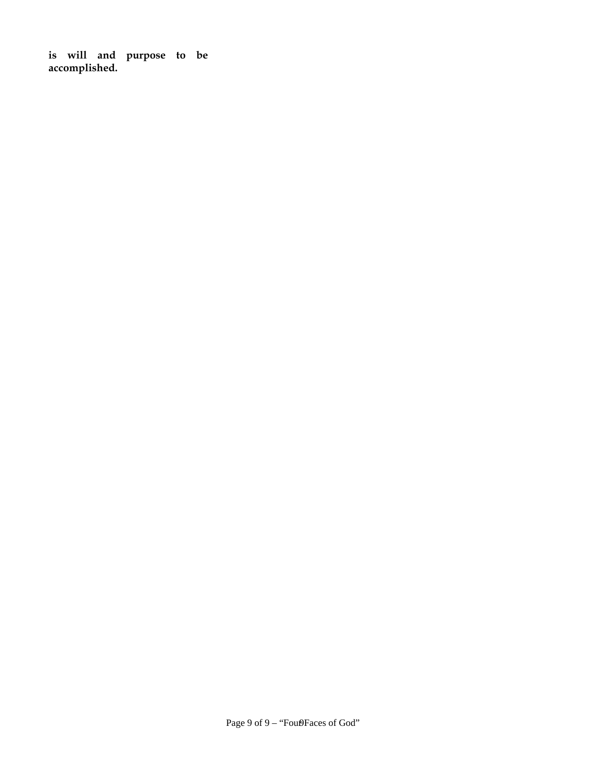**is will and purpose to be accomplished.**